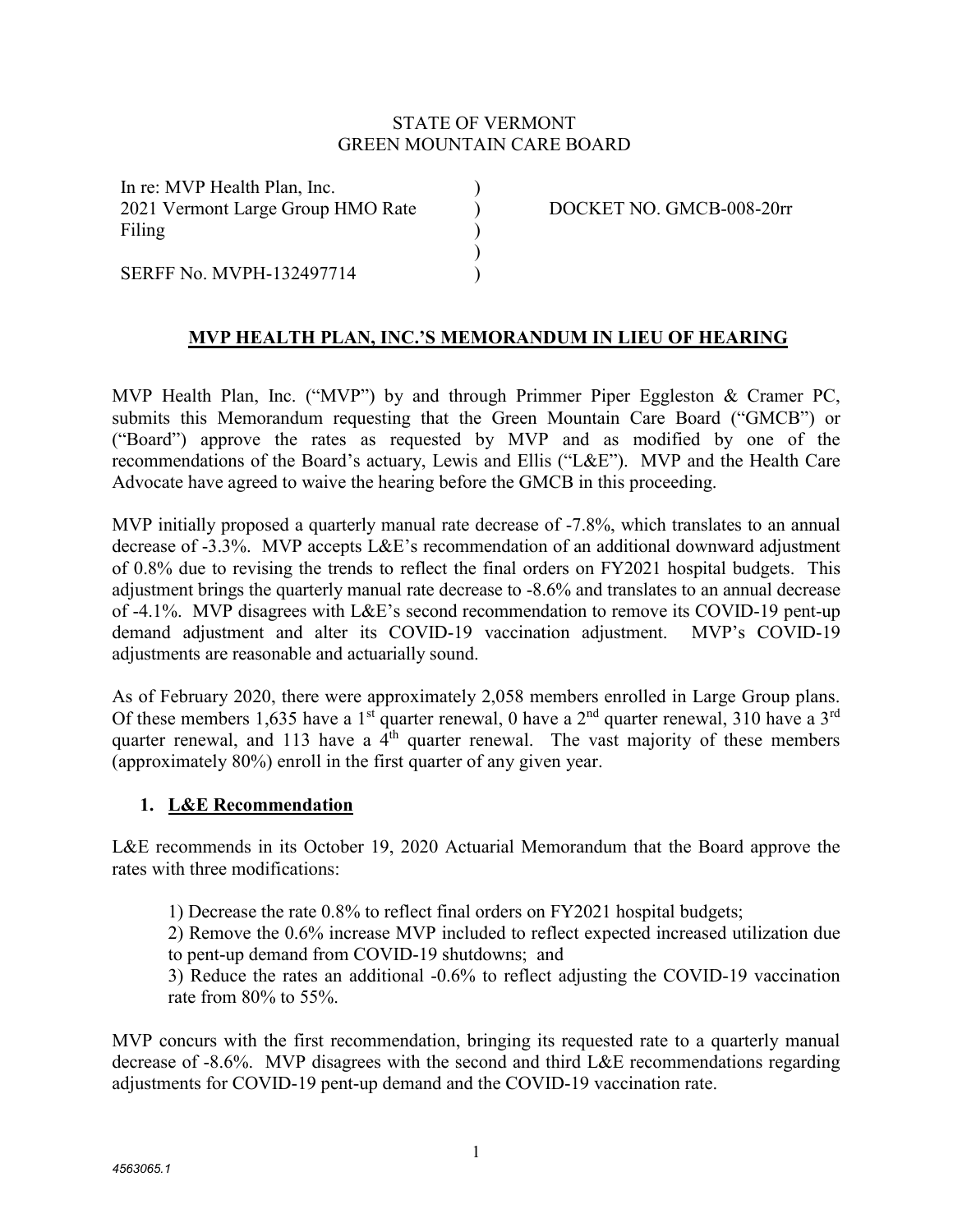STATE OF VERMONT
GREEN MOUNTAIN CARE BOARD

| | | |
|---|---|---|
| In re: MVP Health Plan, Inc. 2021 Vermont Large Group HMO Rate Filing | ) | DOCKET NO. GMCB-008-20rr |
| SERFF No. MVPH-132497714 | ) | |

## MVP HEALTH PLAN, INC.'S MEMORANDUM IN LIEU OF HEARING

MVP Health Plan, Inc. ("MVP") by and through Primmer Piper Eggleston & Cramer PC, submits this Memorandum requesting that the Green Mountain Care Board ("GMCB") or ("Board") approve the rates as requested by MVP and as modified by one of the recommendations of the Board's actuary, Lewis and Ellis ("L&E"). MVP and the Health Care Advocate have agreed to waive the hearing before the GMCB in this proceeding.

MVP initially proposed a quarterly manual rate decrease of -7.8%, which translates to an annual decrease of -3.3%. MVP accepts L&E's recommendation of an additional downward adjustment of 0.8% due to revising the trends to reflect the final orders on FY2021 hospital budgets. This adjustment brings the quarterly manual rate decrease to -8.6% and translates to an annual decrease of -4.1%. MVP disagrees with L&E's second recommendation to remove its COVID-19 pent-up demand adjustment and alter its COVID-19 vaccination adjustment. MVP's COVID-19 adjustments are reasonable and actuarially sound.

As of February 2020, there were approximately 2,058 members enrolled in Large Group plans. Of these members 1,635 have a 1st quarter renewal, 0 have a 2nd quarter renewal, 310 have a 3rd quarter renewal, and 113 have a 4th quarter renewal. The vast majority of these members (approximately 80%) enroll in the first quarter of any given year.

### 1. L&E Recommendation

L&E recommends in its October 19, 2020 Actuarial Memorandum that the Board approve the rates with three modifications:

> 1) Decrease the rate 0.8% to reflect final orders on FY2021 hospital budgets;
>
> 2) Remove the 0.6% increase MVP included to reflect expected increased utilization due to pent-up demand from COVID-19 shutdowns; and
>
> 3) Reduce the rates an additional -0.6% to reflect adjusting the COVID-19 vaccination rate from 80% to 55%.

MVP concurs with the first recommendation, bringing its requested rate to a quarterly manual decrease of -8.6%. MVP disagrees with the second and third L&E recommendations regarding adjustments for COVID-19 pent-up demand and the COVID-19 vaccination rate.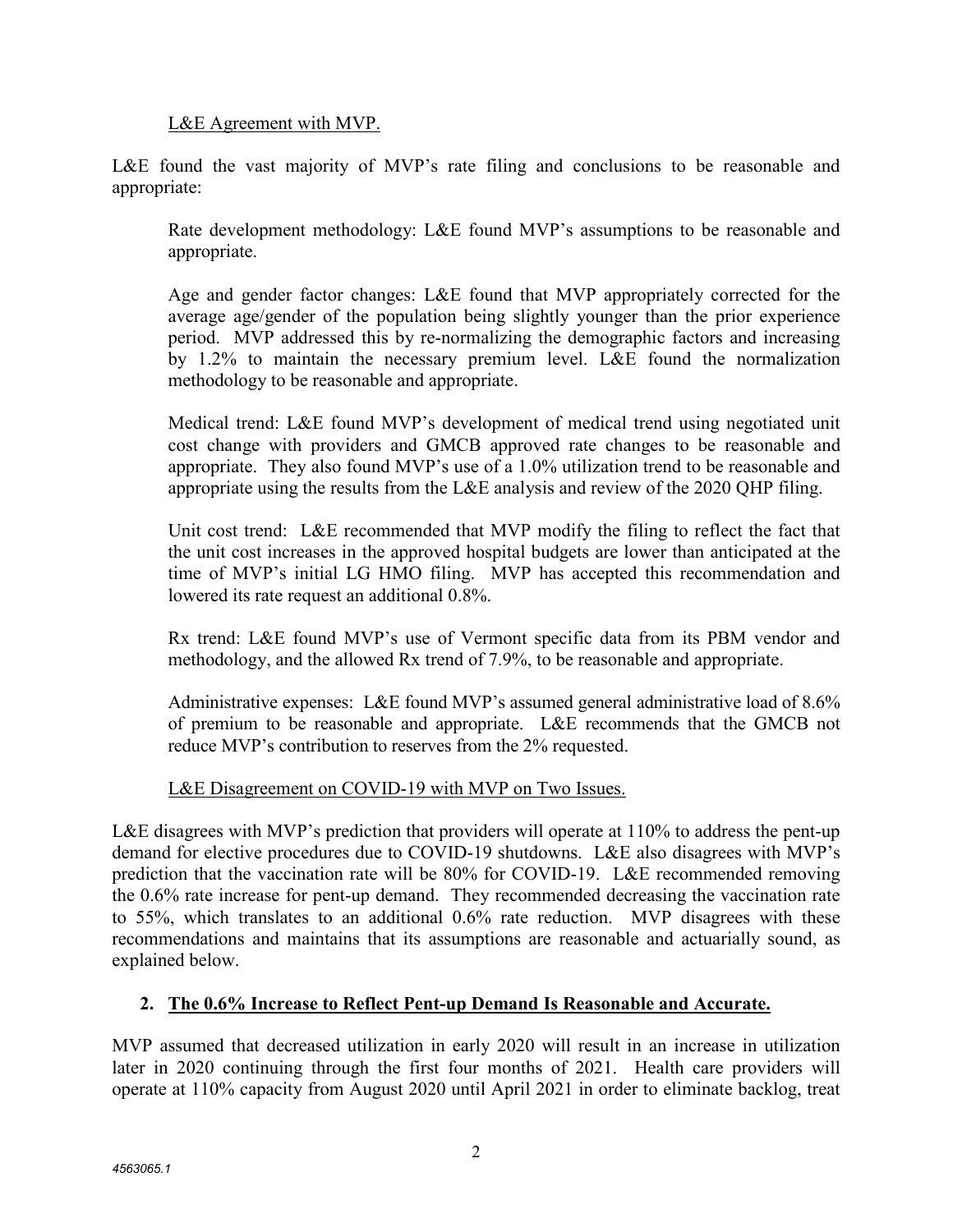L&E Agreement with MVP.

L&E found the vast majority of MVP's rate filing and conclusions to be reasonable and appropriate:

> Rate development methodology: L&E found MVP's assumptions to be reasonable and appropriate.
>
> Age and gender factor changes: L&E found that MVP appropriately corrected for the average age/gender of the population being slightly younger than the prior experience period. MVP addressed this by re-normalizing the demographic factors and increasing by 1.2% to maintain the necessary premium level. L&E found the normalization methodology to be reasonable and appropriate.
>
> Medical trend: L&E found MVP's development of medical trend using negotiated unit cost change with providers and GMCB approved rate changes to be reasonable and appropriate. They also found MVP's use of a 1.0% utilization trend to be reasonable and appropriate using the results from the L&E analysis and review of the 2020 QHP filing.
>
> Unit cost trend: L&E recommended that MVP modify the filing to reflect the fact that the unit cost increases in the approved hospital budgets are lower than anticipated at the time of MVP's initial LG HMO filing. MVP has accepted this recommendation and lowered its rate request an additional 0.8%.
>
> Rx trend: L&E found MVP's use of Vermont specific data from its PBM vendor and methodology, and the allowed Rx trend of 7.9%, to be reasonable and appropriate.
>
> Administrative expenses: L&E found MVP's assumed general administrative load of 8.6% of premium to be reasonable and appropriate. L&E recommends that the GMCB not reduce MVP's contribution to reserves from the 2% requested.

L&E Disagreement on COVID-19 with MVP on Two Issues.

L&E disagrees with MVP's prediction that providers will operate at 110% to address the pent-up demand for elective procedures due to COVID-19 shutdowns. L&E also disagrees with MVP's prediction that the vaccination rate will be 80% for COVID-19. L&E recommended removing the 0.6% rate increase for pent-up demand. They recommended decreasing the vaccination rate to 55%, which translates to an additional 0.6% rate reduction. MVP disagrees with these recommendations and maintains that its assumptions are reasonable and actuarially sound, as explained below.

## 2. The 0.6% Increase to Reflect Pent-up Demand Is Reasonable and Accurate.

MVP assumed that decreased utilization in early 2020 will result in an increase in utilization later in 2020 continuing through the first four months of 2021. Health care providers will operate at 110% capacity from August 2020 until April 2021 in order to eliminate backlog, treat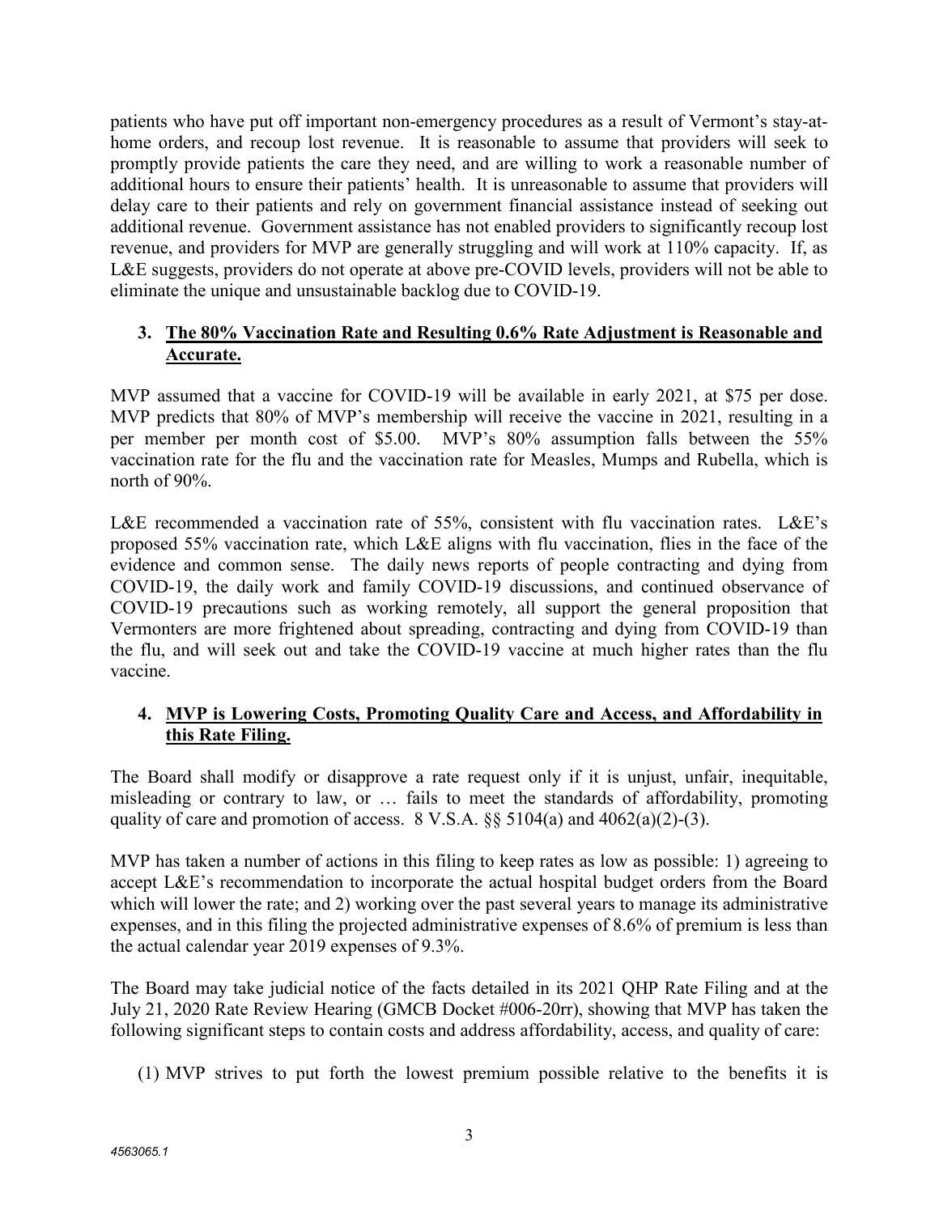patients who have put off important non-emergency procedures as a result of Vermont's stay-at-home orders, and recoup lost revenue. It is reasonable to assume that providers will seek to promptly provide patients the care they need, and are willing to work a reasonable number of additional hours to ensure their patients' health. It is unreasonable to assume that providers will delay care to their patients and rely on government financial assistance instead of seeking out additional revenue. Government assistance has not enabled providers to significantly recoup lost revenue, and providers for MVP are generally struggling and will work at 110% capacity. If, as L&E suggests, providers do not operate at above pre-COVID levels, providers will not be able to eliminate the unique and unsustainable backlog due to COVID-19.

### 3. The 80% Vaccination Rate and Resulting 0.6% Rate Adjustment is Reasonable and Accurate.

MVP assumed that a vaccine for COVID-19 will be available in early 2021, at $75 per dose. MVP predicts that 80% of MVP's membership will receive the vaccine in 2021, resulting in a per member per month cost of $5.00. MVP's 80% assumption falls between the 55% vaccination rate for the flu and the vaccination rate for Measles, Mumps and Rubella, which is north of 90%.

L&E recommended a vaccination rate of 55%, consistent with flu vaccination rates. L&E's proposed 55% vaccination rate, which L&E aligns with flu vaccination, flies in the face of the evidence and common sense. The daily news reports of people contracting and dying from COVID-19, the daily work and family COVID-19 discussions, and continued observance of COVID-19 precautions such as working remotely, all support the general proposition that Vermonters are more frightened about spreading, contracting and dying from COVID-19 than the flu, and will seek out and take the COVID-19 vaccine at much higher rates than the flu vaccine.

### 4. MVP is Lowering Costs, Promoting Quality Care and Access, and Affordability in this Rate Filing.

The Board shall modify or disapprove a rate request only if it is unjust, unfair, inequitable, misleading or contrary to law, or … fails to meet the standards of affordability, promoting quality of care and promotion of access. 8 V.S.A. §§ 5104(a) and 4062(a)(2)-(3).

MVP has taken a number of actions in this filing to keep rates as low as possible: 1) agreeing to accept L&E's recommendation to incorporate the actual hospital budget orders from the Board which will lower the rate; and 2) working over the past several years to manage its administrative expenses, and in this filing the projected administrative expenses of 8.6% of premium is less than the actual calendar year 2019 expenses of 9.3%.

The Board may take judicial notice of the facts detailed in its 2021 QHP Rate Filing and at the July 21, 2020 Rate Review Hearing (GMCB Docket #006-20rr), showing that MVP has taken the following significant steps to contain costs and address affordability, access, and quality of care:

(1) MVP strives to put forth the lowest premium possible relative to the benefits it is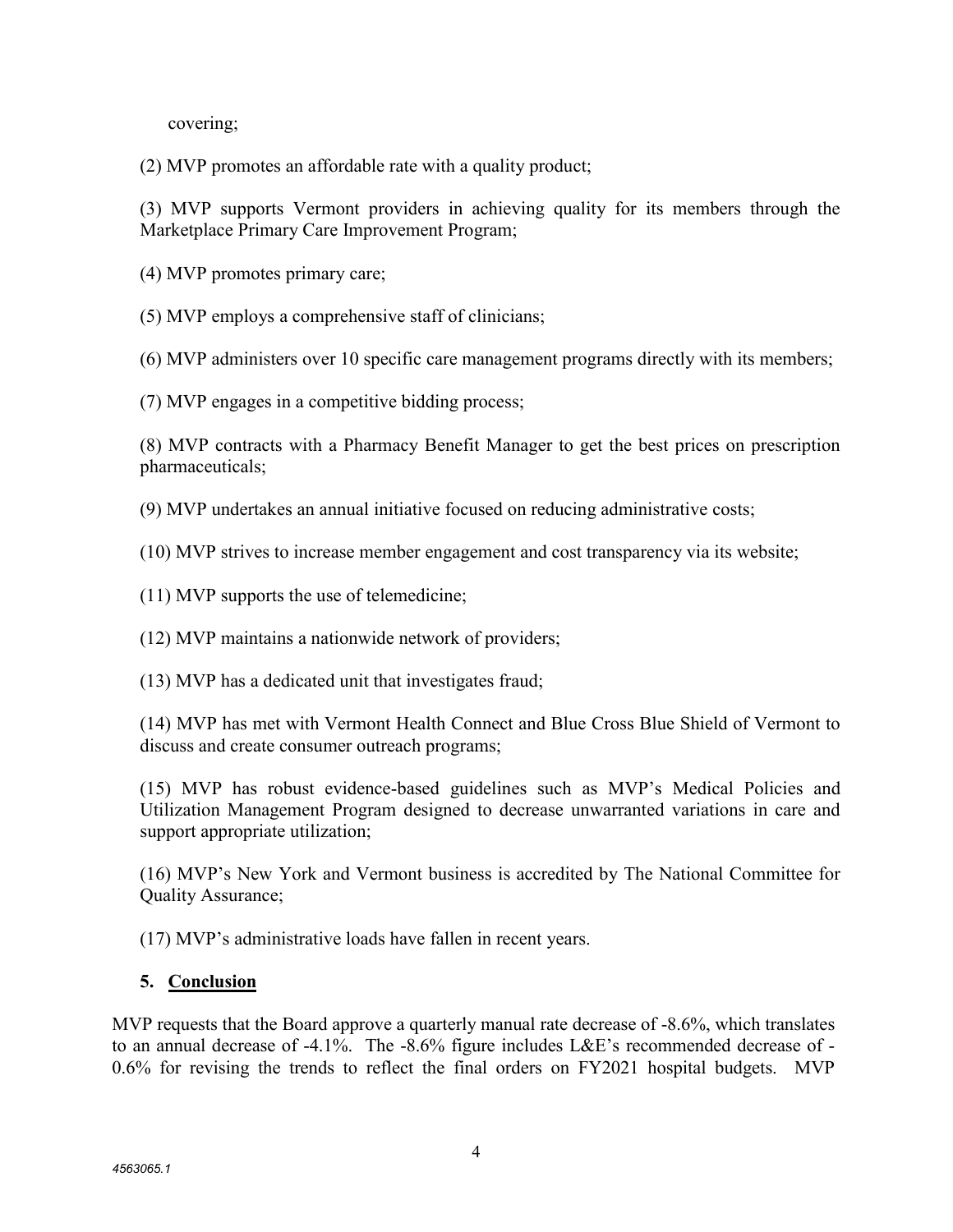covering;

(2) MVP promotes an affordable rate with a quality product;

(3) MVP supports Vermont providers in achieving quality for its members through the Marketplace Primary Care Improvement Program;

(4) MVP promotes primary care;

(5) MVP employs a comprehensive staff of clinicians;

(6) MVP administers over 10 specific care management programs directly with its members;

(7) MVP engages in a competitive bidding process;

(8) MVP contracts with a Pharmacy Benefit Manager to get the best prices on prescription pharmaceuticals;

(9) MVP undertakes an annual initiative focused on reducing administrative costs;

(10) MVP strives to increase member engagement and cost transparency via its website;

(11) MVP supports the use of telemedicine;

(12) MVP maintains a nationwide network of providers;

(13) MVP has a dedicated unit that investigates fraud;

(14) MVP has met with Vermont Health Connect and Blue Cross Blue Shield of Vermont to discuss and create consumer outreach programs;

(15) MVP has robust evidence-based guidelines such as MVP's Medical Policies and Utilization Management Program designed to decrease unwarranted variations in care and support appropriate utilization;

(16) MVP's New York and Vermont business is accredited by The National Committee for Quality Assurance;

(17) MVP's administrative loads have fallen in recent years.

## 5. Conclusion

MVP requests that the Board approve a quarterly manual rate decrease of -8.6%, which translates to an annual decrease of -4.1%. The -8.6% figure includes L&E's recommended decrease of -0.6% for revising the trends to reflect the final orders on FY2021 hospital budgets. MVP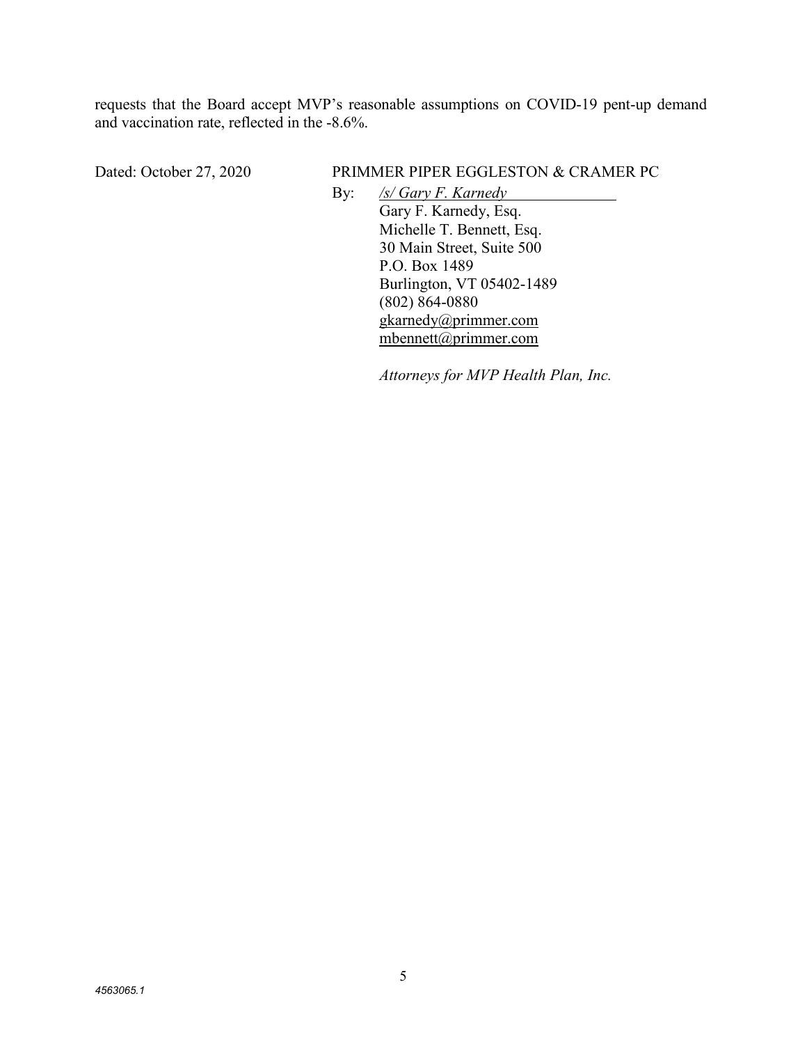requests that the Board accept MVP's reasonable assumptions on COVID-19 pent-up demand and vaccination rate, reflected in the -8.6%.

Dated: October 27, 2020

PRIMMER PIPER EGGLESTON & CRAMER PC

By: */s/ Gary F. Karnedy*

Gary F. Karnedy, Esq.
Michelle T. Bennett, Esq.
30 Main Street, Suite 500
P.O. Box 1489
Burlington, VT 05402-1489
(802) 864-0880
gkarnedy@primmer.com
mbennett@primmer.com

*Attorneys for MVP Health Plan, Inc.*

4563065.1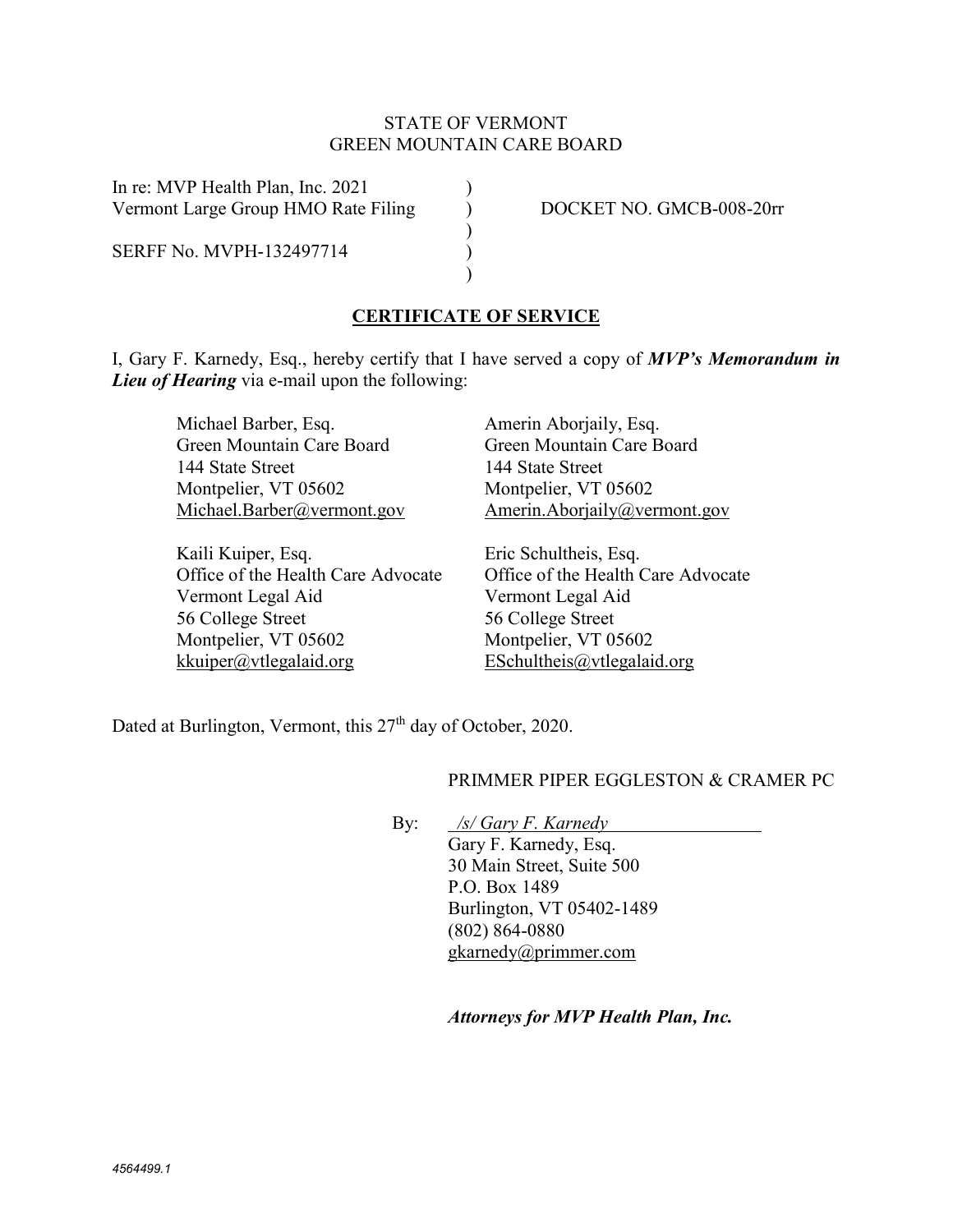STATE OF VERMONT
GREEN MOUNTAIN CARE BOARD

| | | |
|---|---|---|
| In re: MVP Health Plan, Inc. 2021 Vermont Large Group HMO Rate Filing | ) | DOCKET NO. GMCB-008-20rr |
| SERFF No. MVPH-132497714 | ) | |

## CERTIFICATE OF SERVICE

I, Gary F. Karnedy, Esq., hereby certify that I have served a copy of ***MVP's Memorandum in Lieu of Hearing*** via e-mail upon the following:

Michael Barber, Esq.
Green Mountain Care Board
144 State Street
Montpelier, VT 05602
Michael.Barber@vermont.gov

Amerin Aborjaily, Esq.
Green Mountain Care Board
144 State Street
Montpelier, VT 05602
Amerin.Aborjaily@vermont.gov

Kaili Kuiper, Esq.
Office of the Health Care Advocate
Vermont Legal Aid
56 College Street
Montpelier, VT 05602
kkuiper@vtlegalaid.org

Eric Schultheis, Esq.
Office of the Health Care Advocate
Vermont Legal Aid
56 College Street
Montpelier, VT 05602
ESchultheis@vtlegalaid.org

Dated at Burlington, Vermont, this 27th day of October, 2020.

PRIMMER PIPER EGGLESTON & CRAMER PC

By: */s/ Gary F. Karnedy*
Gary F. Karnedy, Esq.
30 Main Street, Suite 500
P.O. Box 1489
Burlington, VT 05402-1489
(802) 864-0880
gkarnedy@primmer.com

***Attorneys for MVP Health Plan, Inc.***

*4564499.1*